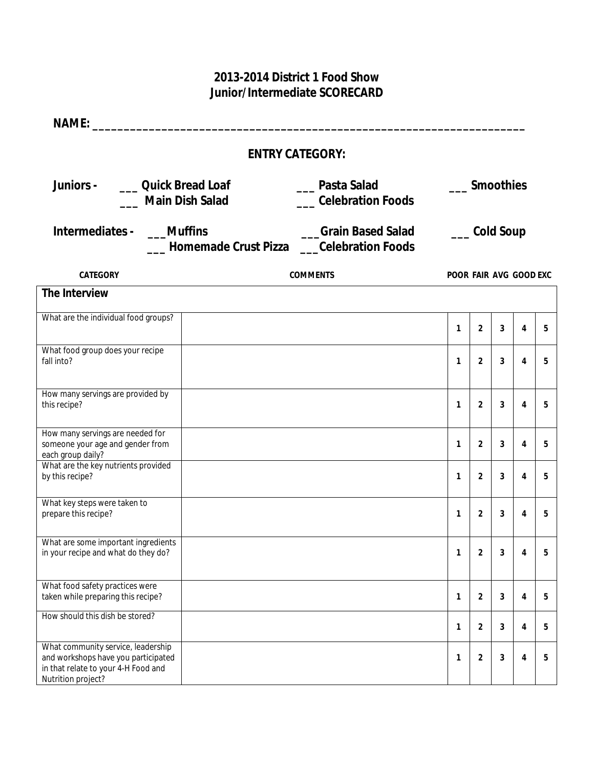# 2013-2014 District 1 Food Show
## Junior/Intermediate SCORECARD

**NAME: \_\_\_\_\_\_\_\_\_\_\_\_\_\_\_\_\_\_\_\_\_\_\_\_\_\_\_\_\_\_\_\_\_\_\_\_\_\_\_\_\_\_\_\_\_\_\_\_\_\_\_\_\_\_\_\_\_\_\_\_\_\_\_\_\_\_\_\_**

**ENTRY CATEGORY:**

**Juniors -** \_\_\_ **Quick Bread Loaf** \_\_\_ **Pasta Salad** \_\_\_ **Smoothies**
\_\_\_ **Main Dish Salad** \_\_\_ **Celebration Foods**

**Intermediates -** \_\_\_**Muffins** \_\_\_**Grain Based Salad** \_\_\_ **Cold Soup**
\_\_\_ **Homemade Crust Pizza** \_\_\_**Celebration Foods**

| CATEGORY | COMMENTS | POOR | FAIR | AVG | GOOD | EXC |
|---|---|---|---|---|---|---|
| **The Interview** | | | | | | |
| What are the individual food groups? | | 1 | 2 | 3 | 4 | 5 |
| What food group does your recipe fall into? | | 1 | 2 | 3 | 4 | 5 |
| How many servings are provided by this recipe? | | 1 | 2 | 3 | 4 | 5 |
| How many servings are needed for someone your age and gender from each group daily? | | 1 | 2 | 3 | 4 | 5 |
| What are the key nutrients provided by this recipe? | | 1 | 2 | 3 | 4 | 5 |
| What key steps were taken to prepare this recipe? | | 1 | 2 | 3 | 4 | 5 |
| What are some important ingredients in your recipe and what do they do? | | 1 | 2 | 3 | 4 | 5 |
| What food safety practices were taken while preparing this recipe? | | 1 | 2 | 3 | 4 | 5 |
| How should this dish be stored? | | 1 | 2 | 3 | 4 | 5 |
| What community service, leadership and workshops have you participated in that relate to your 4-H Food and Nutrition project? | | 1 | 2 | 3 | 4 | 5 |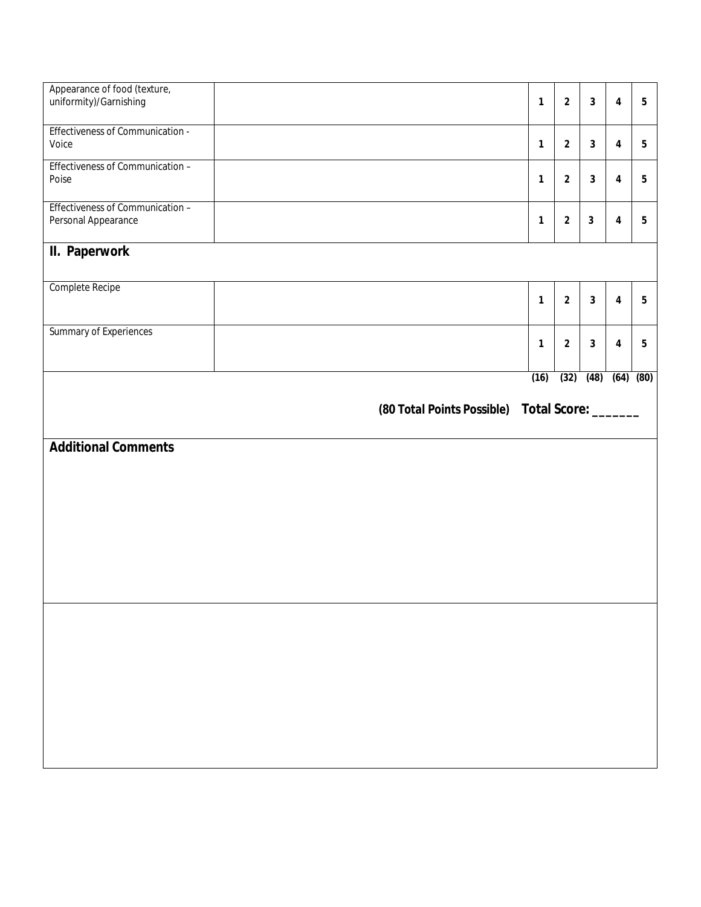| | | | | | | |
|---|---|---|---|---|---|---|
| Appearance of food (texture, uniformity)/Garnishing | | 1 | 2 | 3 | 4 | 5 |
| Effectiveness of Communication - Voice | | 1 | 2 | 3 | 4 | 5 |
| Effectiveness of Communication – Poise | | 1 | 2 | 3 | 4 | 5 |
| Effectiveness of Communication – Personal Appearance | | 1 | 2 | 3 | 4 | 5 |
| **II. Paperwork** | | | | | | |
| Complete Recipe | | 1 | 2 | 3 | 4 | 5 |
| Summary of Experiences | | 1 | 2 | 3 | 4 | 5 |
| | | (16) | (32) | (48) | (64) | (80) |

**(80 Total Points Possible) Total Score: _______**

## Additional Comments